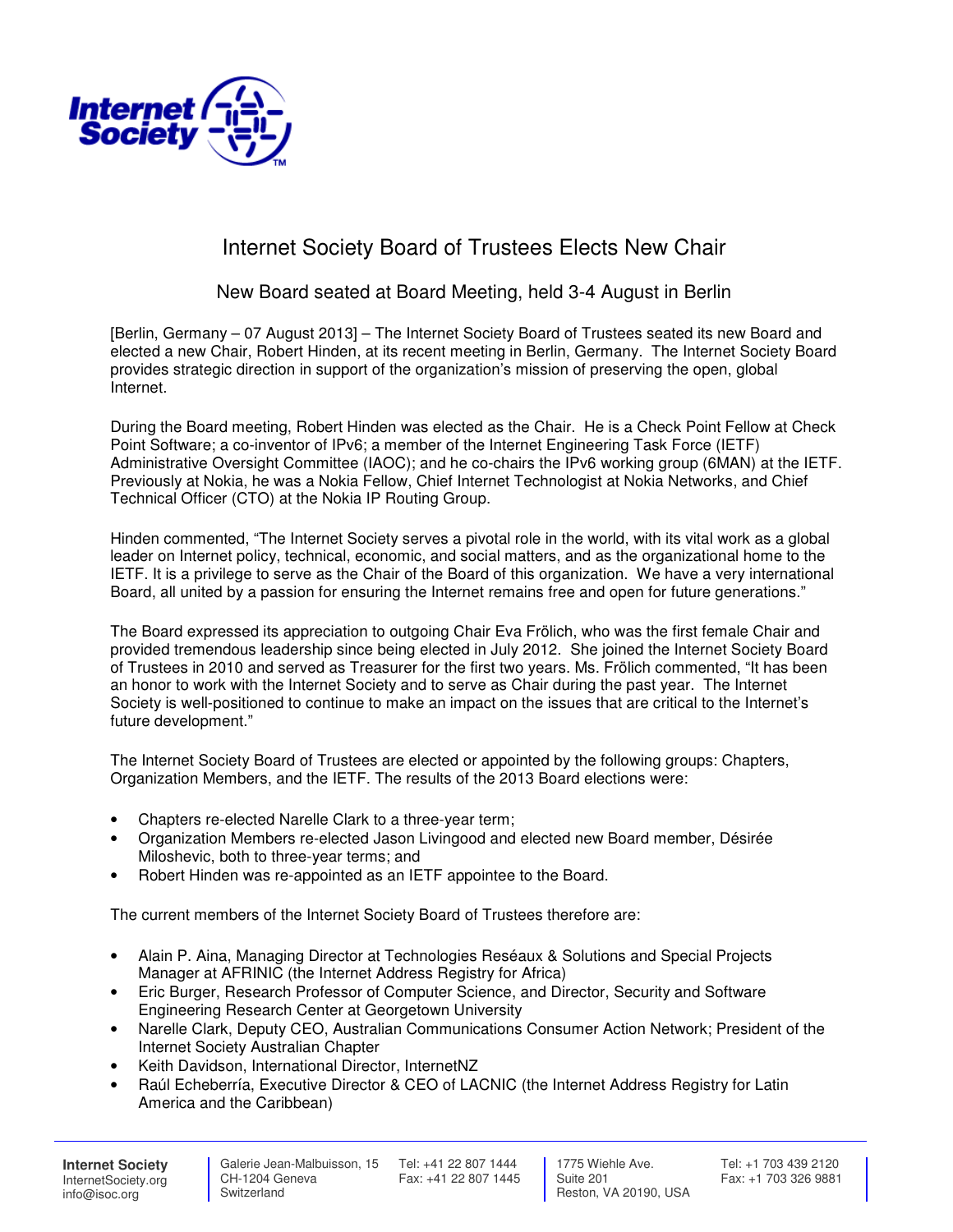# Internet Society Board of Trustees Elects New Chair

## New Board seated at Board Meeting, held 3-4 August in Berlin

[Berlin, Germany – 07 August 2013] – The Internet Society Board of Trustees seated its new Board and elected a new Chair, Robert Hinden, at its recent meeting in Berlin, Germany. The Internet Society Board provides strategic direction in support of the organization's mission of preserving the open, global Internet.

During the Board meeting, Robert Hinden was elected as the Chair. He is a Check Point Fellow at Check Point Software; a co-inventor of IPv6; a member of the Internet Engineering Task Force (IETF) Administrative Oversight Committee (IAOC); and he co-chairs the IPv6 working group (6MAN) at the IETF. Previously at Nokia, he was a Nokia Fellow, Chief Internet Technologist at Nokia Networks, and Chief Technical Officer (CTO) at the Nokia IP Routing Group.

Hinden commented, "The Internet Society serves a pivotal role in the world, with its vital work as a global leader on Internet policy, technical, economic, and social matters, and as the organizational home to the IETF. It is a privilege to serve as the Chair of the Board of this organization. We have a very international Board, all united by a passion for ensuring the Internet remains free and open for future generations."

The Board expressed its appreciation to outgoing Chair Eva Frölich, who was the first female Chair and provided tremendous leadership since being elected in July 2012. She joined the Internet Society Board of Trustees in 2010 and served as Treasurer for the first two years. Ms. Frölich commented, "It has been an honor to work with the Internet Society and to serve as Chair during the past year. The Internet Society is well-positioned to continue to make an impact on the issues that are critical to the Internet's future development."

The Internet Society Board of Trustees are elected or appointed by the following groups: Chapters, Organization Members, and the IETF. The results of the 2013 Board elections were:

- Chapters re-elected Narelle Clark to a three-year term;
- Organization Members re-elected Jason Livingood and elected new Board member, Désirée Miloshevic, both to three-year terms; and
- Robert Hinden was re-appointed as an IETF appointee to the Board.

The current members of the Internet Society Board of Trustees therefore are:

- Alain P. Aina, Managing Director at Technologies Reséaux & Solutions and Special Projects Manager at AFRINIC (the Internet Address Registry for Africa)
- Eric Burger, Research Professor of Computer Science, and Director, Security and Software Engineering Research Center at Georgetown University
- Narelle Clark, Deputy CEO, Australian Communications Consumer Action Network; President of the Internet Society Australian Chapter
- Keith Davidson, International Director, InternetNZ
- Raúl Echeberría, Executive Director & CEO of LACNIC (the Internet Address Registry for Latin America and the Caribbean)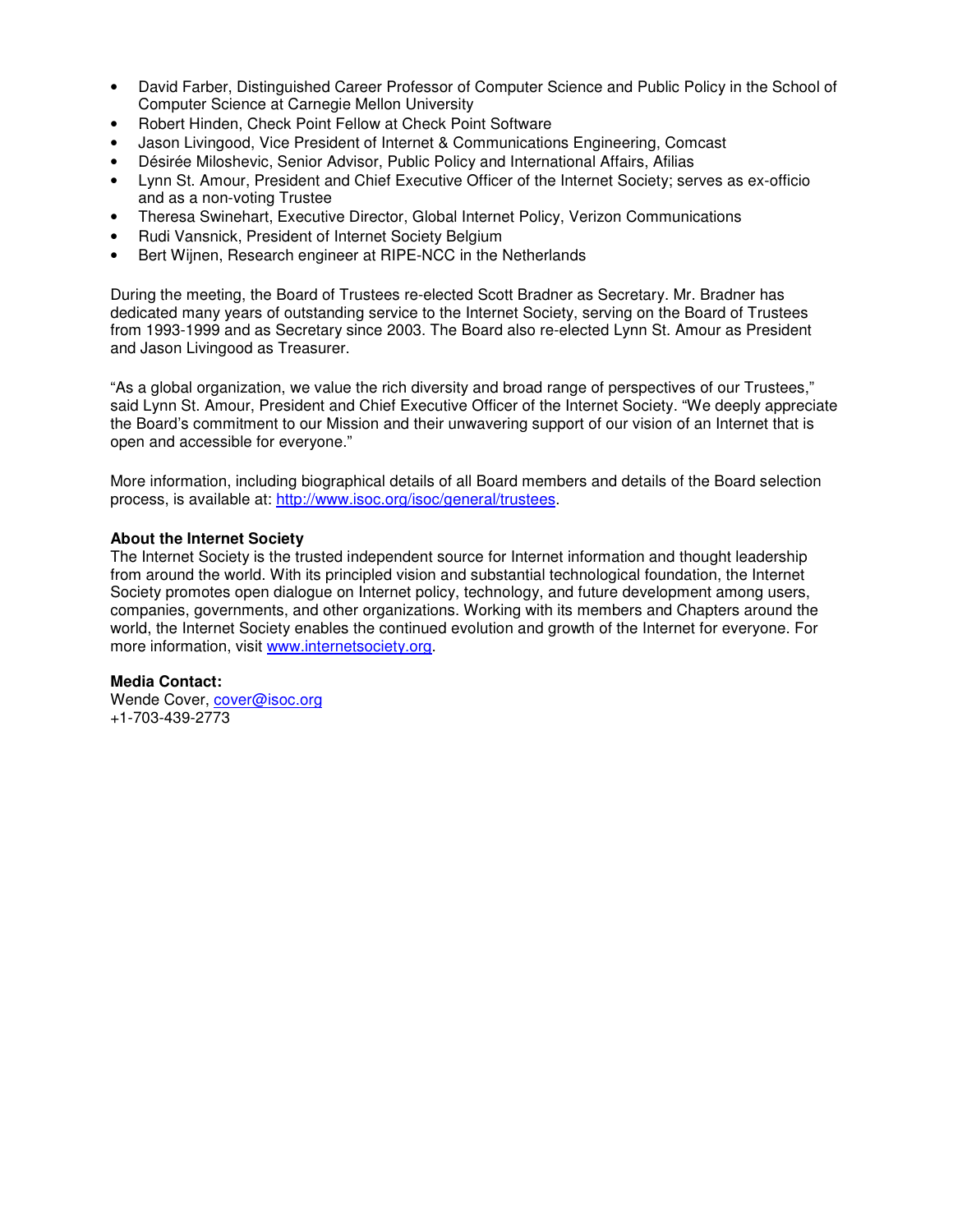- David Farber, Distinguished Career Professor of Computer Science and Public Policy in the School of Computer Science at Carnegie Mellon University
- Robert Hinden, Check Point Fellow at Check Point Software
- Jason Livingood, Vice President of Internet & Communications Engineering, Comcast
- Désirée Miloshevic, Senior Advisor, Public Policy and International Affairs, Afilias
- Lynn St. Amour, President and Chief Executive Officer of the Internet Society; serves as ex-officio and as a non-voting Trustee
- Theresa Swinehart, Executive Director, Global Internet Policy, Verizon Communications
- Rudi Vansnick, President of Internet Society Belgium
- Bert Wijnen, Research engineer at RIPE-NCC in the Netherlands

During the meeting, the Board of Trustees re-elected Scott Bradner as Secretary. Mr. Bradner has dedicated many years of outstanding service to the Internet Society, serving on the Board of Trustees from 1993-1999 and as Secretary since 2003. The Board also re-elected Lynn St. Amour as President and Jason Livingood as Treasurer.

"As a global organization, we value the rich diversity and broad range of perspectives of our Trustees," said Lynn St. Amour, President and Chief Executive Officer of the Internet Society. "We deeply appreciate the Board's commitment to our Mission and their unwavering support of our vision of an Internet that is open and accessible for everyone."

More information, including biographical details of all Board members and details of the Board selection process, is available at: http://www.isoc.org/isoc/general/trustees.

**About the Internet Society**
The Internet Society is the trusted independent source for Internet information and thought leadership from around the world. With its principled vision and substantial technological foundation, the Internet Society promotes open dialogue on Internet policy, technology, and future development among users, companies, governments, and other organizations. Working with its members and Chapters around the world, the Internet Society enables the continued evolution and growth of the Internet for everyone. For more information, visit www.internetsociety.org.

**Media Contact:**
Wende Cover, cover@isoc.org
+1-703-439-2773